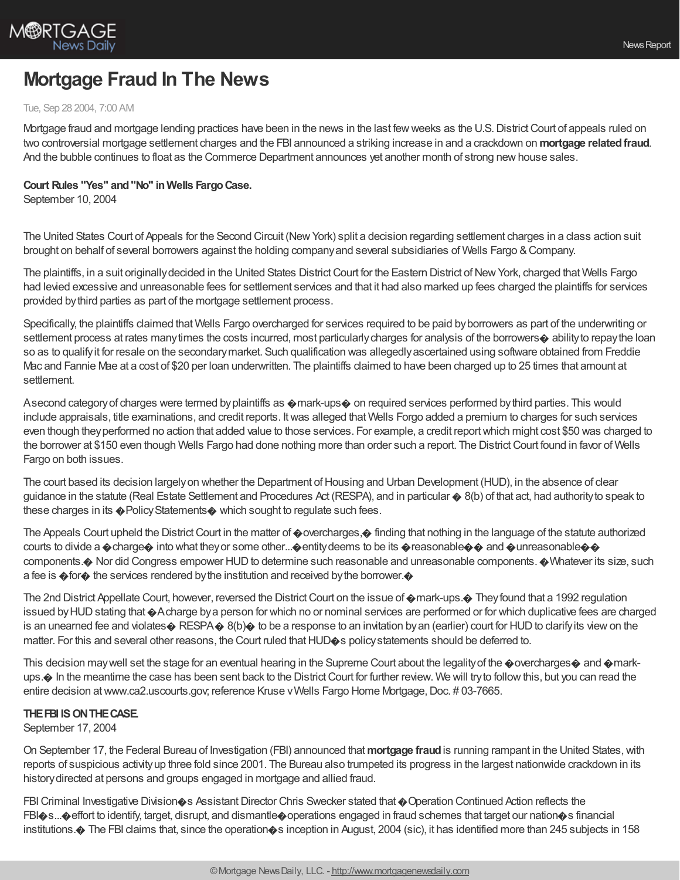# Mortgage Fraud In The News

Tue, Sep 28 2004, 7:00 AM

Mortgage fraud and mortgage lending practices have been in the news in the last few weeks as the U.S. District Court of appeals ruled on two controversial mortgage settlement charges and the FBI announced a striking increase in and a crackdown on **mortgage related fraud**. And the bubble continues to float as the Commerce Department announces yet another month of strong new house sales.

**Court Rules "Yes" and "No" in Wells Fargo Case.**
September 10, 2004

The United States Court of Appeals for the Second Circuit (New York) split a decision regarding settlement charges in a class action suit brought on behalf of several borrowers against the holding company and several subsidiaries of Wells Fargo & Company.

The plaintiffs, in a suit originally decided in the United States District Court for the Eastern District of New York, charged that Wells Fargo had levied excessive and unreasonable fees for settlement services and that it had also marked up fees charged the plaintiffs for services provided by third parties as part of the mortgage settlement process.

Specifically, the plaintiffs claimed that Wells Fargo overcharged for services required to be paid by borrowers as part of the underwriting or settlement process at rates many times the costs incurred, most particularly charges for analysis of the borrowers� ability to repay the loan so as to qualify it for resale on the secondary market. Such qualification was allegedly ascertained using software obtained from Freddie Mac and Fannie Mae at a cost of $20 per loan underwritten. The plaintiffs claimed to have been charged up to 25 times that amount at settlement.

A second category of charges were termed by plaintiffs as �mark-ups� on required services performed by third parties. This would include appraisals, title examinations, and credit reports. It was alleged that Wells Forgo added a premium to charges for such services even though they performed no action that added value to those services. For example, a credit report which might cost $50 was charged to the borrower at $150 even though Wells Fargo had done nothing more than order such a report. The District Court found in favor of Wells Fargo on both issues.

The court based its decision largely on whether the Department of Housing and Urban Development (HUD), in the absence of clear guidance in the statute (Real Estate Settlement and Procedures Act (RESPA), and in particular � 8(b) of that act, had authority to speak to these charges in its �Policy Statements� which sought to regulate such fees.

The Appeals Court upheld the District Court in the matter of �overcharges,� finding that nothing in the language of the statute authorized courts to divide a �charge� into what they or some other...�entity deems to be its �reasonable�� and �unreasonable�� components.� Nor did Congress empower HUD to determine such reasonable and unreasonable components. �Whatever its size, such a fee is �for� the services rendered by the institution and received by the borrower.�

The 2nd District Appellate Court, however, reversed the District Court on the issue of �mark-ups.� They found that a 1992 regulation issued by HUD stating that �A charge by a person for which no or nominal services are performed or for which duplicative fees are charged is an unearned fee and violates� RESPA� 8(b)� to be a response to an invitation by an (earlier) court for HUD to clarify its view on the matter. For this and several other reasons, the Court ruled that HUD�s policy statements should be deferred to.

This decision may well set the stage for an eventual hearing in the Supreme Court about the legality of the �overcharges� and �mark-ups.� In the meantime the case has been sent back to the District Court for further review. We will try to follow this, but you can read the entire decision at www.ca2.uscourts.gov; reference Kruse v Wells Fargo Home Mortgage, Doc. # 03-7665.

**THE FBI IS ON THE CASE.**
September 17, 2004

On September 17, the Federal Bureau of Investigation (FBI) announced that **mortgage fraud** is running rampant in the United States, with reports of suspicious activity up three fold since 2001. The Bureau also trumpeted its progress in the largest nationwide crackdown in its history directed at persons and groups engaged in mortgage and allied fraud.

FBI Criminal Investigative Division�s Assistant Director Chris Swecker stated that �Operation Continued Action reflects the FBI�s...�effort to identify, target, disrupt, and dismantle�operations engaged in fraud schemes that target our nation�s financial institutions.� The FBI claims that, since the operation�s inception in August, 2004 (sic), it has identified more than 245 subjects in 158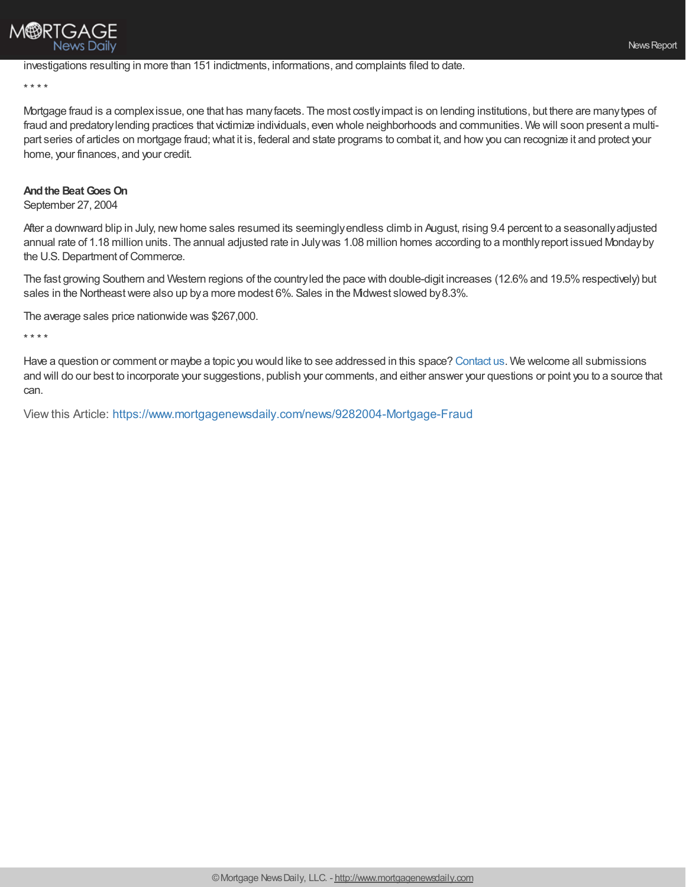investigations resulting in more than 151 indictments, informations, and complaints filed to date.

* * * *

Mortgage fraud is a complex issue, one that has many facets. The most costly impact is on lending institutions, but there are many types of fraud and predatory lending practices that victimize individuals, even whole neighborhoods and communities. We will soon present a multi-part series of articles on mortgage fraud; what it is, federal and state programs to combat it, and how you can recognize it and protect your home, your finances, and your credit.

**And the Beat Goes On**
September 27, 2004

After a downward blip in July, new home sales resumed its seemingly endless climb in August, rising 9.4 percent to a seasonally adjusted annual rate of 1.18 million units. The annual adjusted rate in July was 1.08 million homes according to a monthly report issued Monday by the U.S. Department of Commerce.

The fast growing Southern and Western regions of the country led the pace with double-digit increases (12.6% and 19.5% respectively) but sales in the Northeast were also up by a more modest 6%. Sales in the Midwest slowed by 8.3%.

The average sales price nationwide was $267,000.

* * * *

Have a question or comment or maybe a topic you would like to see addressed in this space? Contact us. We welcome all submissions and will do our best to incorporate your suggestions, publish your comments, and either answer your questions or point you to a source that can.

View this Article: https://www.mortgagenewsdaily.com/news/9282004-Mortgage-Fraud